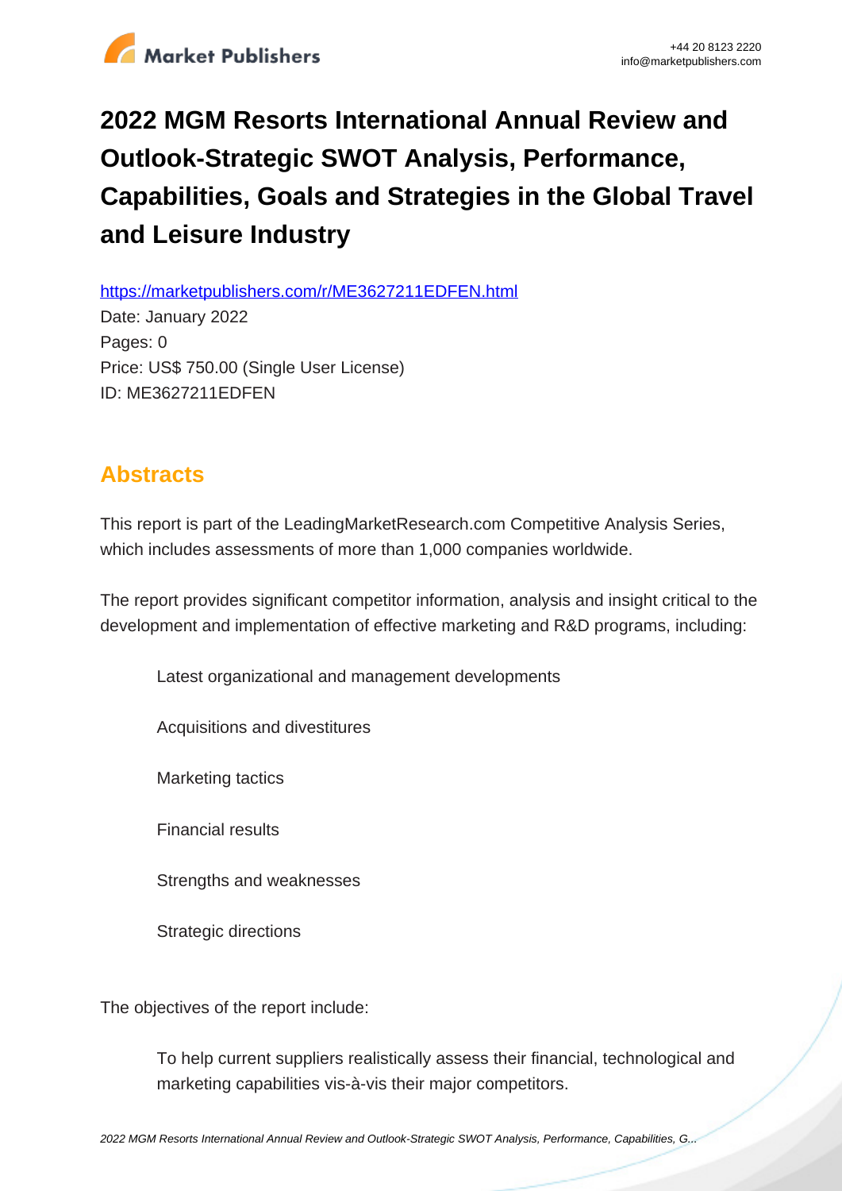# 2022 MGM Resorts International Annual Review and Outlook-Strategic SWOT Analysis, Performance, Capabilities, Goals and Strategies in the Global Travel and Leisure Industry

https://marketpublishers.com/r/ME3627211EDFEN.html

Date: January 2022

Pages: 0

Price: US$ 750.00 (Single User License)

ID: ME3627211EDFEN

## Abstracts

This report is part of the LeadingMarketResearch.com Competitive Analysis Series, which includes assessments of more than 1,000 companies worldwide.

The report provides significant competitor information, analysis and insight critical to the development and implementation of effective marketing and R&D programs, including:

- Latest organizational and management developments
- Acquisitions and divestitures
- Marketing tactics
- Financial results
- Strengths and weaknesses
- Strategic directions

The objectives of the report include:

- To help current suppliers realistically assess their financial, technological and marketing capabilities vis-à-vis their major competitors.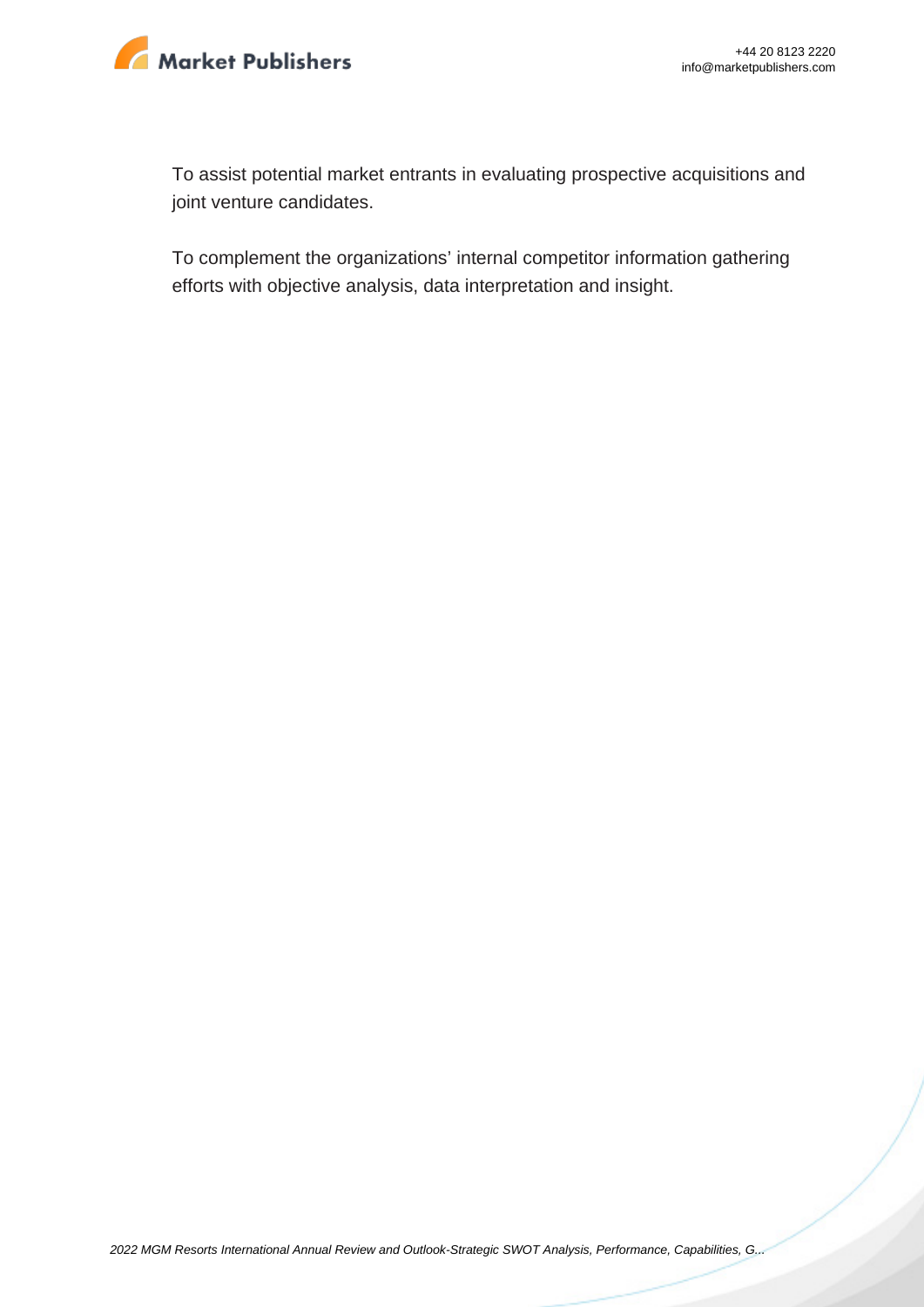To assist potential market entrants in evaluating prospective acquisitions and joint venture candidates.

To complement the organizations' internal competitor information gathering efforts with objective analysis, data interpretation and insight.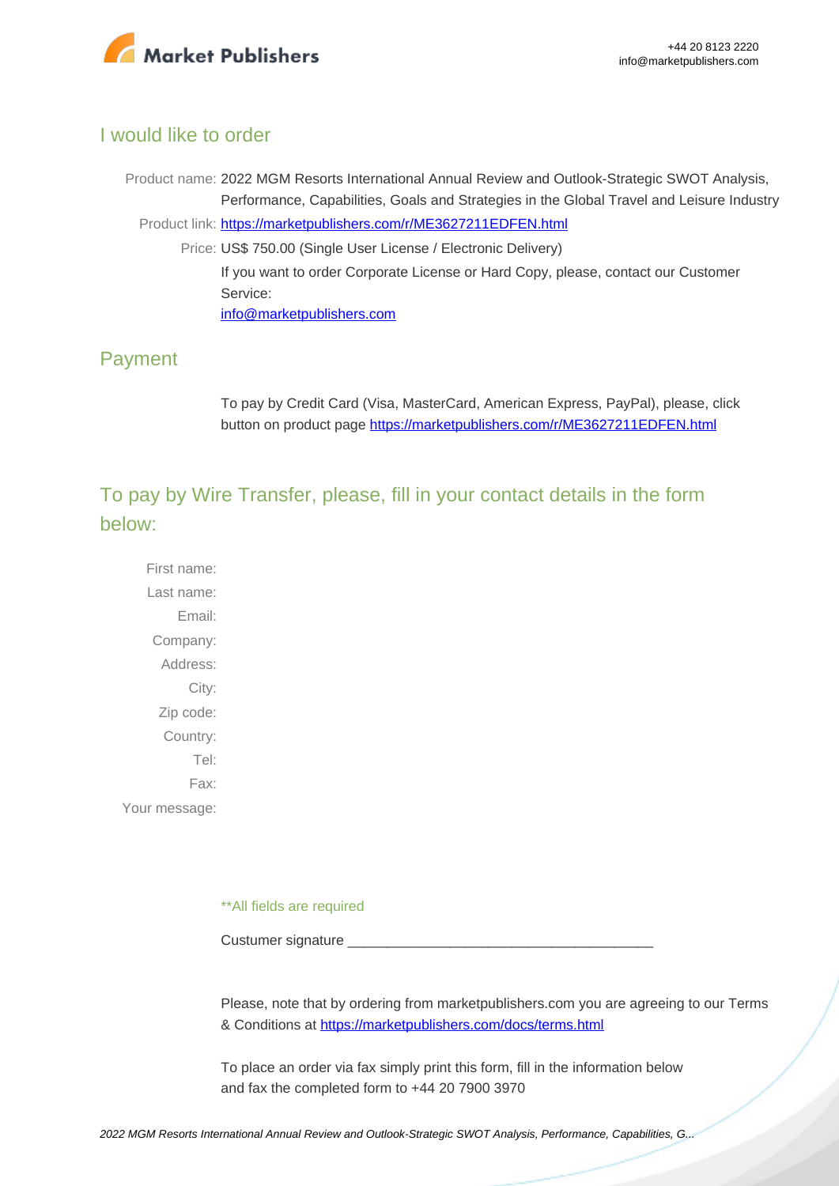## I would like to order

Product name: 2022 MGM Resorts International Annual Review and Outlook-Strategic SWOT Analysis, Performance, Capabilities, Goals and Strategies in the Global Travel and Leisure Industry

Product link: https://marketpublishers.com/r/ME3627211EDFEN.html

Price: US$ 750.00 (Single User License / Electronic Delivery)

If you want to order Corporate License or Hard Copy, please, contact our Customer Service:

info@marketpublishers.com

## Payment

To pay by Credit Card (Visa, MasterCard, American Express, PayPal), please, click button on product page https://marketpublishers.com/r/ME3627211EDFEN.html

## To pay by Wire Transfer, please, fill in your contact details in the form below:

First name:

Last name:

Email:

Company:

Address:

City:

Zip code:

Country:

Tel:

Fax:

Your message:

**All fields are required

Custumer signature _______________________________________

Please, note that by ordering from marketpublishers.com you are agreeing to our Terms & Conditions at https://marketpublishers.com/docs/terms.html

To place an order via fax simply print this form, fill in the information below and fax the completed form to +44 20 7900 3970